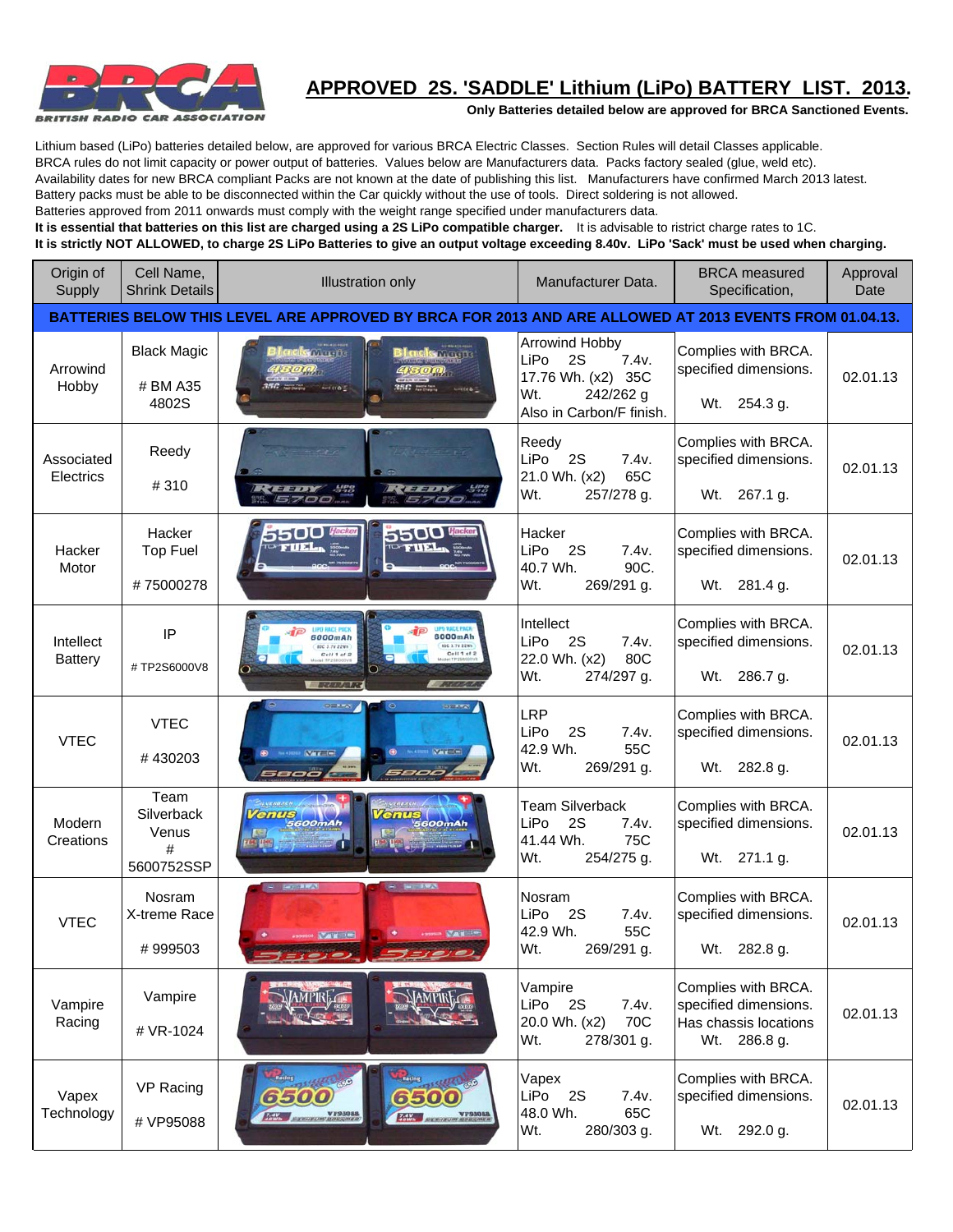# APPROVED 2S. 'SADDLE' Lithium (LiPo) BATTERY LIST. 2013.

**Only Batteries detailed below are approved for BRCA Sanctioned Events.**

Lithium based (LiPo) batteries detailed below, are approved for various BRCA Electric Classes. Section Rules will detail Classes applicable.
BRCA rules do not limit capacity or power output of batteries. Values below are Manufacturers data. Packs factory sealed (glue, weld etc).
Availability dates for new BRCA compliant Packs are not known at the date of publishing this list. Manufacturers have confirmed March 2013 latest.
Battery packs must be able to be disconnected within the Car quickly without the use of tools. Direct soldering is not allowed.
Batteries approved from 2011 onwards must comply with the weight range specified under manufacturers data.
**It is essential that batteries on this list are charged using a 2S LiPo compatible charger.** It is advisable to ristrict charge rates to 1C.
**It is strictly NOT ALLOWED, to charge 2S LiPo Batteries to give an output voltage exceeding 8.40v. LiPo 'Sack' must be used when charging.**

| Origin of Supply | Cell Name, Shrink Details | Illustration only | Manufacturer Data. | BRCA measured Specification, | Approval Date |
|---|---|---|---|---|---|
| **BATTERIES BELOW THIS LEVEL ARE APPROVED BY BRCA FOR 2013 AND ARE ALLOWED AT 2013 EVENTS FROM 01.04.13.** | | | | | |
| Arrowind Hobby | Black Magic<br># BM A35 4802S | | Arrowind Hobby<br>LiPo 2S 7.4v.<br>17.76 Wh. (x2) 35C<br>Wt. 242/262 g<br>Also in Carbon/F finish. | Complies with BRCA. specified dimensions.<br>Wt. 254.3 g. | 02.01.13 |
| Associated Electrics | Reedy<br># 310 | | Reedy<br>LiPo 2S 7.4v.<br>21.0 Wh. (x2) 65C<br>Wt. 257/278 g. | Complies with BRCA. specified dimensions.<br>Wt. 267.1 g. | 02.01.13 |
| Hacker Motor | Hacker Top Fuel<br># 75000278 | | Hacker<br>LiPo 2S 7.4v.<br>40.7 Wh. 90C.<br>Wt. 269/291 g. | Complies with BRCA. specified dimensions.<br>Wt. 281.4 g. | 02.01.13 |
| Intellect Battery | IP<br># TP2S6000V8 | | Intellect<br>LiPo 2S 7.4v.<br>22.0 Wh. (x2) 80C<br>Wt. 274/297 g. | Complies with BRCA. specified dimensions.<br>Wt. 286.7 g. | 02.01.13 |
| VTEC | VTEC<br># 430203 | | LRP<br>LiPo 2S 7.4v.<br>42.9 Wh. 55C<br>Wt. 269/291 g. | Complies with BRCA. specified dimensions.<br>Wt. 282.8 g. | 02.01.13 |
| Modern Creations | Team Silverback Venus<br># 5600752SSP | | Team Silverback<br>LiPo 2S 7.4v.<br>41.44 Wh. 75C<br>Wt. 254/275 g. | Complies with BRCA. specified dimensions.<br>Wt. 271.1 g. | 02.01.13 |
| VTEC | Nosram X-treme Race<br># 999503 | | Nosram<br>LiPo 2S 7.4v.<br>42.9 Wh. 55C<br>Wt. 269/291 g. | Complies with BRCA. specified dimensions.<br>Wt. 282.8 g. | 02.01.13 |
| Vampire Racing | Vampire<br># VR-1024 | | Vampire<br>LiPo 2S 7.4v.<br>20.0 Wh. (x2) 70C<br>Wt. 278/301 g. | Complies with BRCA. specified dimensions. Has chassis locations<br>Wt. 286.8 g. | 02.01.13 |
| Vapex Technology | VP Racing<br># VP95088 | | Vapex<br>LiPo 2S 7.4v.<br>48.0 Wh. 65C<br>Wt. 280/303 g. | Complies with BRCA. specified dimensions.<br>Wt. 292.0 g. | 02.01.13 |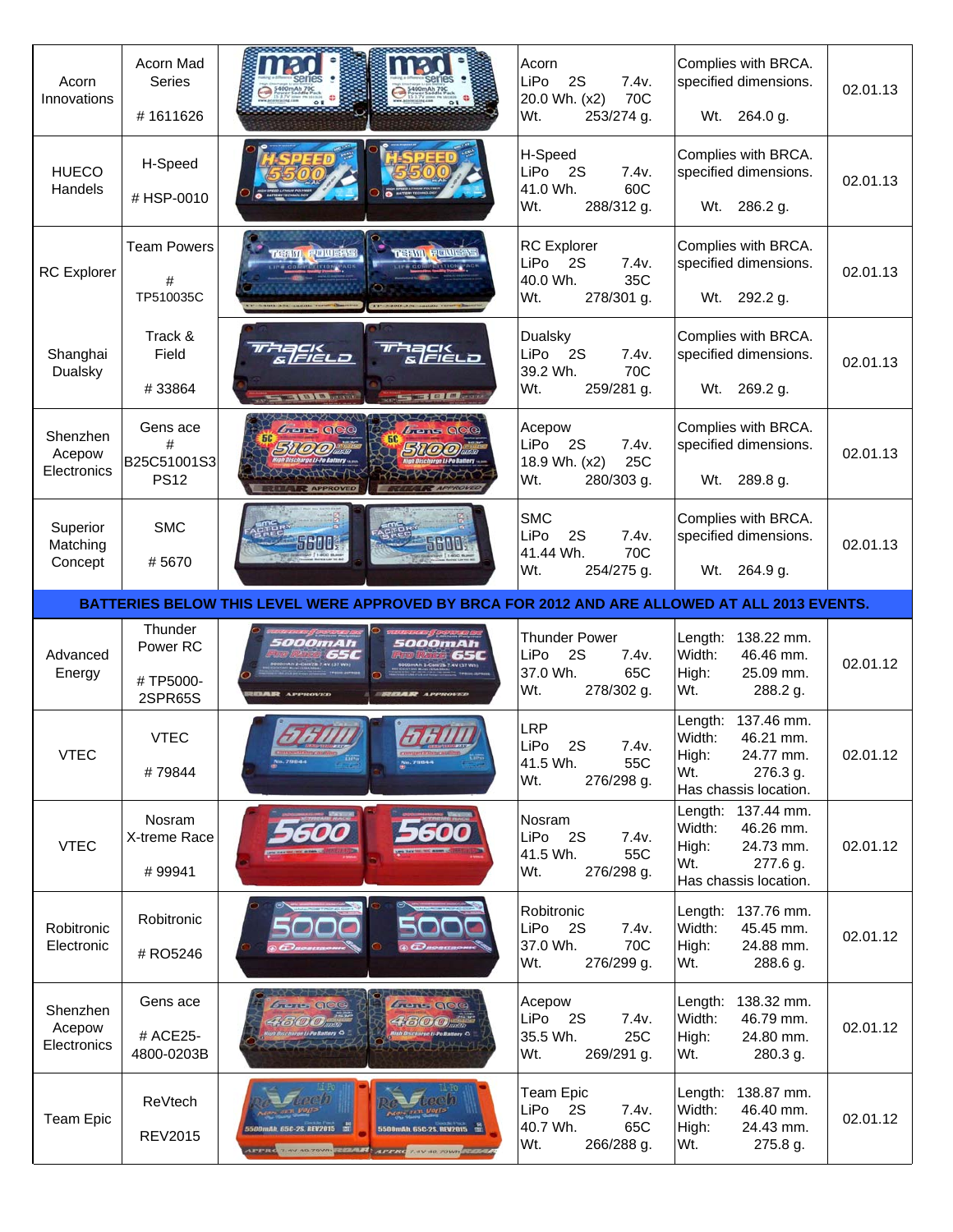| Manufacturer | Model | Image | Specification | Compliance | Date |
|---|---|---|---|---|---|
| Acorn Innovations | Acorn Mad Series<br># 1611626 | | Acorn<br>LiPo 2S 7.4v.<br>20.0 Wh. (x2) 70C<br>Wt. 253/274 g. | Complies with BRCA. specified dimensions.<br>Wt. 264.0 g. | 02.01.13 |
| HUECO Handels | H-Speed<br># HSP-0010 | | H-Speed<br>LiPo 2S 7.4v.<br>41.0 Wh. 60C<br>Wt. 288/312 g. | Complies with BRCA. specified dimensions.<br>Wt. 286.2 g. | 02.01.13 |
| RC Explorer | Team Powers<br>#<br>TP510035C | | RC Explorer<br>LiPo 2S 7.4v.<br>40.0 Wh. 35C<br>Wt. 278/301 g. | Complies with BRCA. specified dimensions.<br>Wt. 292.2 g. | 02.01.13 |
| Shanghai Dualsky | Track & Field<br># 33864 | | Dualsky<br>LiPo 2S 7.4v.<br>39.2 Wh. 70C<br>Wt. 259/281 g. | Complies with BRCA. specified dimensions.<br>Wt. 269.2 g. | 02.01.13 |
| Shenzhen Acepow Electronics | Gens ace<br>#<br>B25C51001S3 PS12 | | Acepow<br>LiPo 2S 7.4v.<br>18.9 Wh. (x2) 25C<br>Wt. 280/303 g. | Complies with BRCA. specified dimensions.<br>Wt. 289.8 g. | 02.01.13 |
| Superior Matching Concept | SMC<br># 5670 | | SMC<br>LiPo 2S 7.4v.<br>41.44 Wh. 70C<br>Wt. 254/275 g. | Complies with BRCA. specified dimensions.<br>Wt. 264.9 g. | 02.01.13 |
| **BATTERIES BELOW THIS LEVEL WERE APPROVED BY BRCA FOR 2012 AND ARE ALLOWED AT ALL 2013 EVENTS.** | | | | | |
| Advanced Energy | Thunder Power RC<br># TP5000-2SPR65S | | Thunder Power<br>LiPo 2S 7.4v.<br>37.0 Wh. 65C<br>Wt. 278/302 g. | Length: 138.22 mm.<br>Width: 46.46 mm.<br>High: 25.09 mm.<br>Wt. 288.2 g. | 02.01.12 |
| VTEC | VTEC<br># 79844 | | LRP<br>LiPo 2S 7.4v.<br>41.5 Wh. 55C<br>Wt. 276/298 g. | Length: 137.46 mm.<br>Width: 46.21 mm.<br>High: 24.77 mm.<br>Wt. 276.3 g.<br>Has chassis location. | 02.01.12 |
| VTEC | Nosram X-treme Race<br># 99941 | | Nosram<br>LiPo 2S 7.4v.<br>41.5 Wh. 55C<br>Wt. 276/298 g. | Length: 137.44 mm.<br>Width: 46.26 mm.<br>High: 24.73 mm.<br>Wt. 277.6 g.<br>Has chassis location. | 02.01.12 |
| Robitronic Electronic | Robitronic<br># RO5246 | | Robitronic<br>LiPo 2S 7.4v.<br>37.0 Wh. 70C<br>Wt. 276/299 g. | Length: 137.76 mm.<br>Width: 45.45 mm.<br>High: 24.88 mm.<br>Wt. 288.6 g. | 02.01.12 |
| Shenzhen Acepow Electronics | Gens ace<br># ACE25-4800-0203B | | Acepow<br>LiPo 2S 7.4v.<br>35.5 Wh. 25C<br>Wt. 269/291 g. | Length: 138.32 mm.<br>Width: 46.79 mm.<br>High: 24.80 mm.<br>Wt. 280.3 g. | 02.01.12 |
| Team Epic | ReVtech<br>REV2015 | | Team Epic<br>LiPo 2S 7.4v.<br>40.7 Wh. 65C<br>Wt. 266/288 g. | Length: 138.87 mm.<br>Width: 46.40 mm.<br>High: 24.43 mm.<br>Wt. 275.8 g. | 02.01.12 |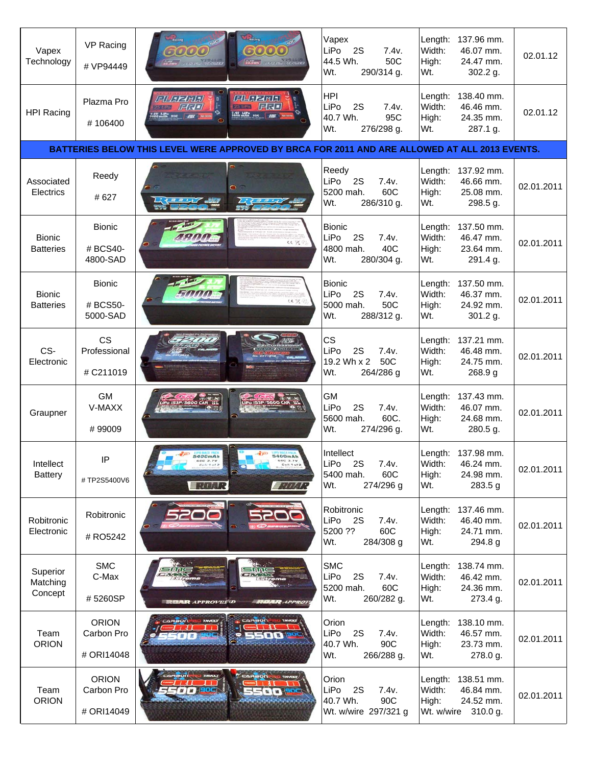| Vapex Technology | VP Racing<br># VP94449 | | Vapex<br>LiPo 2S 7.4v.<br>44.5 Wh. 50C<br>Wt. 290/314 g. | Length: 137.96 mm.<br>Width: 46.07 mm.<br>High: 24.47 mm.<br>Wt. 302.2 g. | 02.01.12 |
|---|---|---|---|---|---|
| HPI Racing | Plazma Pro<br># 106400 | | HPI<br>LiPo 2S 7.4v.<br>40.7 Wh. 95C<br>Wt. 276/298 g. | Length: 138.40 mm.<br>Width: 46.46 mm.<br>High: 24.35 mm.<br>Wt. 287.1 g. | 02.01.12 |
| **BATTERIES BELOW THIS LEVEL WERE APPROVED BY BRCA FOR 2011 AND ARE ALLOWED AT ALL 2013 EVENTS.** | | | | | |
| Associated Electrics | Reedy<br># 627 | | Reedy<br>LiPo 2S 7.4v.<br>5200 mah. 60C<br>Wt. 286/310 g. | Length: 137.92 mm.<br>Width: 46.66 mm.<br>High: 25.08 mm.<br>Wt. 298.5 g. | 02.01.2011 |
| Bionic Batteries | Bionic<br># BCS40-4800-SAD | | Bionic<br>LiPo 2S 7.4v.<br>4800 mah. 40C<br>Wt. 280/304 g. | Length: 137.50 mm.<br>Width: 46.47 mm.<br>High: 23.64 mm.<br>Wt. 291.4 g. | 02.01.2011 |
| Bionic Batteries | Bionic<br># BCS50-5000-SAD | | Bionic<br>LiPo 2S 7.4v.<br>5000 mah. 50C<br>Wt. 288/312 g. | Length: 137.50 mm.<br>Width: 46.37 mm.<br>High: 24.92 mm.<br>Wt. 301.2 g. | 02.01.2011 |
| CS-Electronic | CS Professional<br># C211019 | | CS<br>LiPo 2S 7.4v.<br>19.2 Wh x 2 50C<br>Wt. 264/286 g | Length: 137.21 mm.<br>Width: 46.48 mm.<br>High: 24.75 mm.<br>Wt. 268.9 g | 02.01.2011 |
| Graupner | GM V-MAXX<br># 99009 | | GM<br>LiPo 2S 7.4v.<br>5600 mah. 60C.<br>Wt. 274/296 g. | Length: 137.43 mm.<br>Width: 46.07 mm.<br>High: 24.68 mm.<br>Wt. 280.5 g. | 02.01.2011 |
| Intellect Battery | IP<br># TP2S5400V6 | | Intellect<br>LiPo 2S 7.4v.<br>5400 mah. 60C<br>Wt. 274/296 g | Length: 137.98 mm.<br>Width: 46.24 mm.<br>High: 24.98 mm.<br>Wt. 283.5 g | 02.01.2011 |
| Robitronic Electronic | Robitronic<br># RO5242 | | Robitronic<br>LiPo 2S 7.4v.<br>5200 ?? 60C<br>Wt. 284/308 g | Length: 137.46 mm.<br>Width: 46.40 mm.<br>High: 24.71 mm.<br>Wt. 294.8 g | 02.01.2011 |
| Superior Matching Concept | SMC C-Max<br># 5260SP | | SMC<br>LiPo 2S 7.4v.<br>5200 mah. 60C<br>Wt. 260/282 g. | Length: 138.74 mm.<br>Width: 46.42 mm.<br>High: 24.36 mm.<br>Wt. 273.4 g. | 02.01.2011 |
| Team ORION | ORION Carbon Pro<br># ORI14048 | | Orion<br>LiPo 2S 7.4v.<br>40.7 Wh. 90C<br>Wt. 266/288 g. | Length: 138.10 mm.<br>Width: 46.57 mm.<br>High: 23.73 mm.<br>Wt. 278.0 g. | 02.01.2011 |
| Team ORION | ORION Carbon Pro<br># ORI14049 | | Orion<br>LiPo 2S 7.4v.<br>40.7 Wh. 90C<br>Wt. w/wire 297/321 g | Length: 138.51 mm.<br>Width: 46.84 mm.<br>High: 24.52 mm.<br>Wt. w/wire 310.0 g. | 02.01.2011 |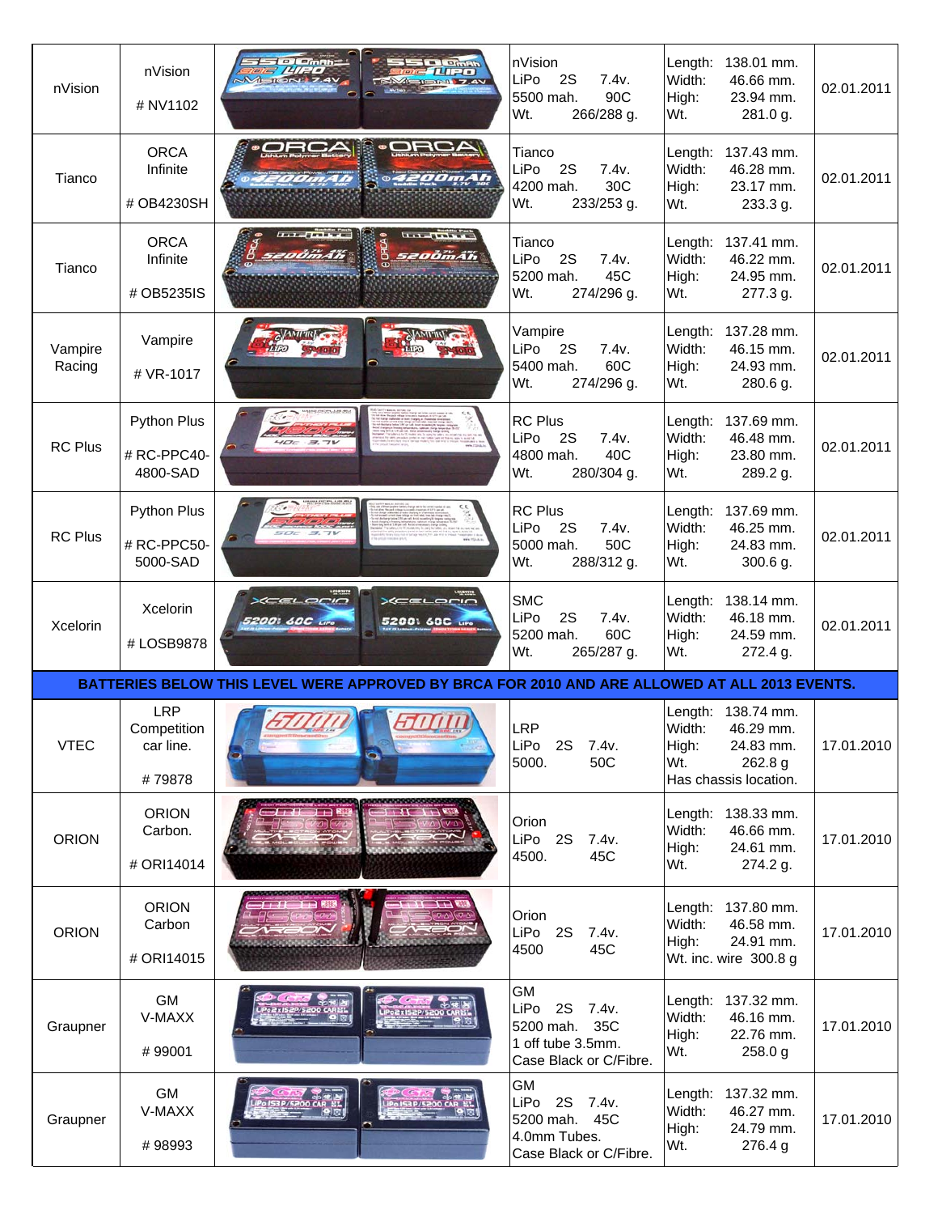| | | | | | |
|---|---|---|---|---|---|
| nVision | nVision<br><br># NV1102 | | nVision<br>LiPo 2S 7.4v.<br>5500 mah. 90C<br>Wt. 266/288 g. | Length: 138.01 mm.<br>Width: 46.66 mm.<br>High: 23.94 mm.<br>Wt. 281.0 g. | 02.01.2011 |
| Tianco | ORCA<br>Infinite<br><br># OB4230SH | | Tianco<br>LiPo 2S 7.4v.<br>4200 mah. 30C<br>Wt. 233/253 g. | Length: 137.43 mm.<br>Width: 46.28 mm.<br>High: 23.17 mm.<br>Wt. 233.3 g. | 02.01.2011 |
| Tianco | ORCA<br>Infinite<br><br># OB5235IS | | Tianco<br>LiPo 2S 7.4v.<br>5200 mah. 45C<br>Wt. 274/296 g. | Length: 137.41 mm.<br>Width: 46.22 mm.<br>High: 24.95 mm.<br>Wt. 277.3 g. | 02.01.2011 |
| Vampire Racing | Vampire<br><br># VR-1017 | | Vampire<br>LiPo 2S 7.4v.<br>5400 mah. 60C<br>Wt. 274/296 g. | Length: 137.28 mm.<br>Width: 46.15 mm.<br>High: 24.93 mm.<br>Wt. 280.6 g. | 02.01.2011 |
| RC Plus | Python Plus<br><br># RC-PPC40-4800-SAD | | RC Plus<br>LiPo 2S 7.4v.<br>4800 mah. 40C<br>Wt. 280/304 g. | Length: 137.69 mm.<br>Width: 46.48 mm.<br>High: 23.80 mm.<br>Wt. 289.2 g. | 02.01.2011 |
| RC Plus | Python Plus<br><br># RC-PPC50-5000-SAD | | RC Plus<br>LiPo 2S 7.4v.<br>5000 mah. 50C<br>Wt. 288/312 g. | Length: 137.69 mm.<br>Width: 46.25 mm.<br>High: 24.83 mm.<br>Wt. 300.6 g. | 02.01.2011 |
| Xcelorin | Xcelorin<br><br># LOSB9878 | | SMC<br>LiPo 2S 7.4v.<br>5200 mah. 60C<br>Wt. 265/287 g. | Length: 138.14 mm.<br>Width: 46.18 mm.<br>High: 24.59 mm.<br>Wt. 272.4 g. | 02.01.2011 |
| **BATTERIES BELOW THIS LEVEL WERE APPROVED BY BRCA FOR 2010 AND ARE ALLOWED AT ALL 2013 EVENTS.** | | | | | |
| VTEC | LRP<br>Competition car line.<br><br># 79878 | | LRP<br>LiPo 2S 7.4v.<br>5000. 50C | Length: 138.74 mm.<br>Width: 46.29 mm.<br>High: 24.83 mm.<br>Wt. 262.8 g<br>Has chassis location. | 17.01.2010 |
| ORION | ORION<br>Carbon.<br><br># ORI14014 | | Orion<br>LiPo 2S 7.4v.<br>4500. 45C | Length: 138.33 mm.<br>Width: 46.66 mm.<br>High: 24.61 mm.<br>Wt. 274.2 g. | 17.01.2010 |
| ORION | ORION<br>Carbon<br><br># ORI14015 | | Orion<br>LiPo 2S 7.4v.<br>4500 45C | Length: 137.80 mm.<br>Width: 46.58 mm.<br>High: 24.91 mm.<br>Wt. inc. wire 300.8 g | 17.01.2010 |
| Graupner | GM<br>V-MAXX<br><br># 99001 | | GM<br>LiPo 2S 7.4v.<br>5200 mah. 35C<br>1 off tube 3.5mm.<br>Case Black or C/Fibre. | Length: 137.32 mm.<br>Width: 46.16 mm.<br>High: 22.76 mm.<br>Wt. 258.0 g | 17.01.2010 |
| Graupner | GM<br>V-MAXX<br><br># 98993 | | GM<br>LiPo 2S 7.4v.<br>5200 mah. 45C<br>4.0mm Tubes.<br>Case Black or C/Fibre. | Length: 137.32 mm.<br>Width: 46.27 mm.<br>High: 24.79 mm.<br>Wt. 276.4 g | 17.01.2010 |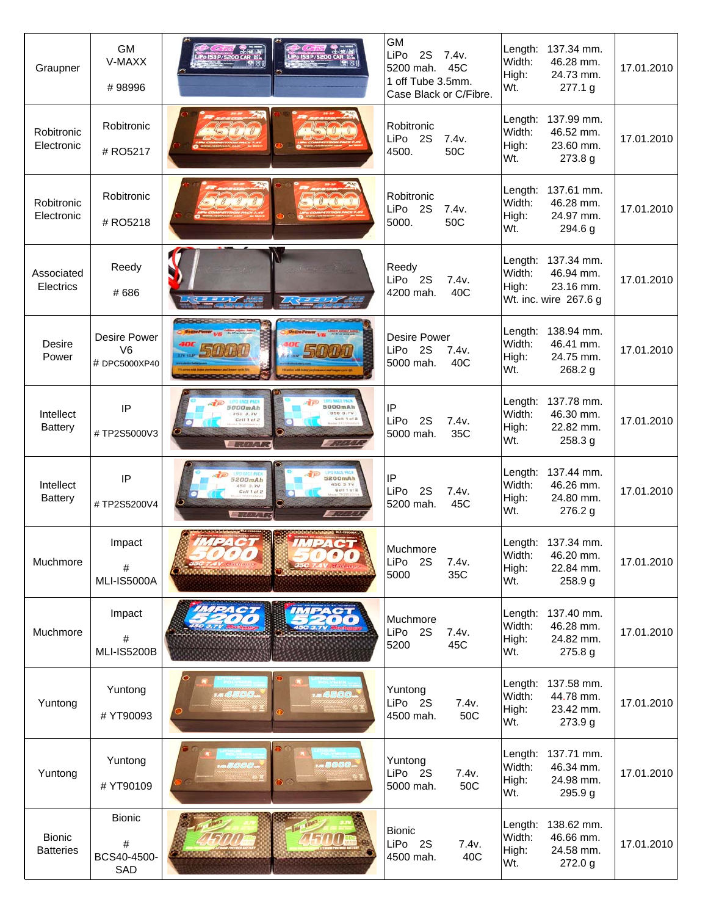| Graupner | GM V-MAXX # 98996 | | GM LiPo 2S 7.4v. 5200 mah. 45C 1 off Tube 3.5mm. Case Black or C/Fibre. | Length: 137.34 mm. Width: 46.28 mm. High: 24.73 mm. Wt. 277.1 g | 17.01.2010 |
|---|---|---|---|---|---|
| Robitronic Electronic | Robitronic # RO5217 | | Robitronic LiPo 2S 7.4v. 4500. 50C | Length: 137.99 mm. Width: 46.52 mm. High: 23.60 mm. Wt. 273.8 g | 17.01.2010 |
| Robitronic Electronic | Robitronic # RO5218 | | Robitronic LiPo 2S 7.4v. 5000. 50C | Length: 137.61 mm. Width: 46.28 mm. High: 24.97 mm. Wt. 294.6 g | 17.01.2010 |
| Associated Electrics | Reedy # 686 | | Reedy LiPo 2S 7.4v. 4200 mah. 40C | Length: 137.34 mm. Width: 46.94 mm. High: 23.16 mm. Wt. inc. wire 267.6 g | 17.01.2010 |
| Desire Power | Desire Power V6 # DPC5000XP40 | | Desire Power LiPo 2S 7.4v. 5000 mah. 40C | Length: 138.94 mm. Width: 46.41 mm. High: 24.75 mm. Wt. 268.2 g | 17.01.2010 |
| Intellect Battery | IP # TP2S5000V3 | | IP LiPo 2S 7.4v. 5000 mah. 35C | Length: 137.78 mm. Width: 46.30 mm. High: 22.82 mm. Wt. 258.3 g | 17.01.2010 |
| Intellect Battery | IP # TP2S5200V4 | | IP LiPo 2S 7.4v. 5200 mah. 45C | Length: 137.44 mm. Width: 46.26 mm. High: 24.80 mm. Wt. 276.2 g | 17.01.2010 |
| Muchmore | Impact # MLI-IS5000A | | Muchmore LiPo 2S 7.4v. 5000 35C | Length: 137.34 mm. Width: 46.20 mm. High: 22.84 mm. Wt. 258.9 g | 17.01.2010 |
| Muchmore | Impact # MLI-IS5200B | | Muchmore LiPo 2S 7.4v. 5200 45C | Length: 137.40 mm. Width: 46.28 mm. High: 24.82 mm. Wt. 275.8 g | 17.01.2010 |
| Yuntong | Yuntong # YT90093 | | Yuntong LiPo 2S 7.4v. 4500 mah. 50C | Length: 137.58 mm. Width: 44.78 mm. High: 23.42 mm. Wt. 273.9 g | 17.01.2010 |
| Yuntong | Yuntong # YT90109 | | Yuntong LiPo 2S 7.4v. 5000 mah. 50C | Length: 137.71 mm. Width: 46.34 mm. High: 24.98 mm. Wt. 295.9 g | 17.01.2010 |
| Bionic Batteries | Bionic # BCS40-4500-SAD | | Bionic LiPo 2S 7.4v. 4500 mah. 40C | Length: 138.62 mm. Width: 46.66 mm. High: 24.58 mm. Wt. 272.0 g | 17.01.2010 |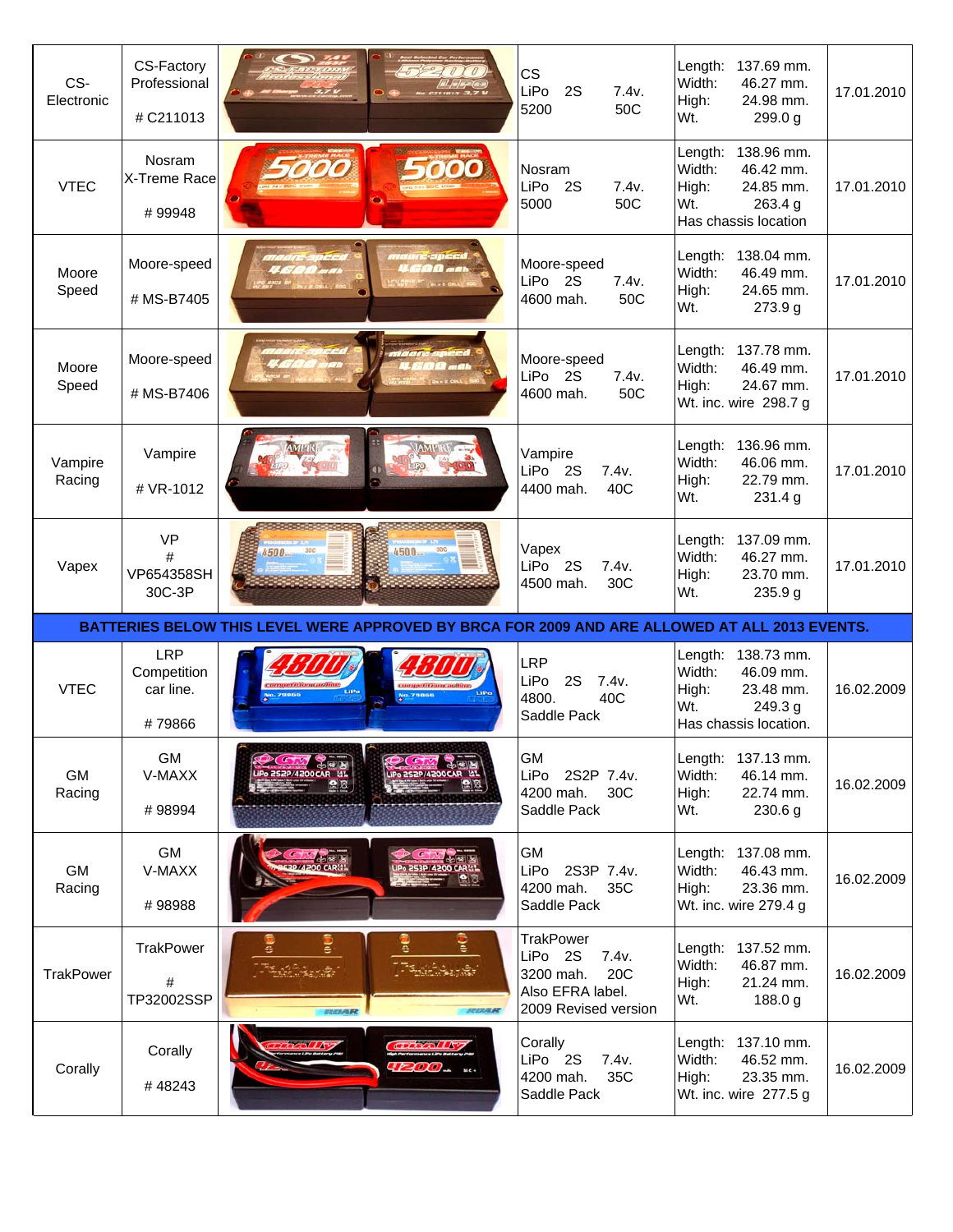| | | | | | |
|---|---|---|---|---|---|
| CS-Electronic | CS-Factory Professional<br><br># C211013 | | CS<br>LiPo 2S 7.4v.<br>5200 50C | Length: 137.69 mm.<br>Width: 46.27 mm.<br>High: 24.98 mm.<br>Wt. 299.0 g | 17.01.2010 |
| VTEC | Nosram<br>X-Treme Race<br><br># 99948 | | Nosram<br>LiPo 2S 7.4v.<br>5000 50C | Length: 138.96 mm.<br>Width: 46.42 mm.<br>High: 24.85 mm.<br>Wt. 263.4 g<br>Has chassis location | 17.01.2010 |
| Moore Speed | Moore-speed<br><br># MS-B7405 | | Moore-speed<br>LiPo 2S 7.4v.<br>4600 mah. 50C | Length: 138.04 mm.<br>Width: 46.49 mm.<br>High: 24.65 mm.<br>Wt. 273.9 g | 17.01.2010 |
| Moore Speed | Moore-speed<br><br># MS-B7406 | | Moore-speed<br>LiPo 2S 7.4v.<br>4600 mah. 50C | Length: 137.78 mm.<br>Width: 46.49 mm.<br>High: 24.67 mm.<br>Wt. inc. wire 298.7 g | 17.01.2010 |
| Vampire Racing | Vampire<br><br># VR-1012 | | Vampire<br>LiPo 2S 7.4v.<br>4400 mah. 40C | Length: 136.96 mm.<br>Width: 46.06 mm.<br>High: 22.79 mm.<br>Wt. 231.4 g | 17.01.2010 |
| Vapex | VP<br>#<br>VP654358SH<br>30C-3P | | Vapex<br>LiPo 2S 7.4v.<br>4500 mah. 30C | Length: 137.09 mm.<br>Width: 46.27 mm.<br>High: 23.70 mm.<br>Wt. 235.9 g | 17.01.2010 |
| **BATTERIES BELOW THIS LEVEL WERE APPROVED BY BRCA FOR 2009 AND ARE ALLOWED AT ALL 2013 EVENTS.** | | | | | |
| VTEC | LRP<br>Competition car line.<br><br># 79866 | | LRP<br>LiPo 2S 7.4v.<br>4800. 40C<br>Saddle Pack | Length: 138.73 mm.<br>Width: 46.09 mm.<br>High: 23.48 mm.<br>Wt. 249.3 g<br>Has chassis location. | 16.02.2009 |
| GM Racing | GM<br>V-MAXX<br><br># 98994 | | GM<br>LiPo 2S2P 7.4v.<br>4200 mah. 30C<br>Saddle Pack | Length: 137.13 mm.<br>Width: 46.14 mm.<br>High: 22.74 mm.<br>Wt. 230.6 g | 16.02.2009 |
| GM Racing | GM<br>V-MAXX<br><br># 98988 | | GM<br>LiPo 2S3P 7.4v.<br>4200 mah. 35C<br>Saddle Pack | Length: 137.08 mm.<br>Width: 46.43 mm.<br>High: 23.36 mm.<br>Wt. inc. wire 279.4 g | 16.02.2009 |
| TrakPower | TrakPower<br><br>#<br>TP32002SSP | | TrakPower<br>LiPo 2S 7.4v.<br>3200 mah. 20C<br>Also EFRA label.<br>2009 Revised version | Length: 137.52 mm.<br>Width: 46.87 mm.<br>High: 21.24 mm.<br>Wt. 188.0 g | 16.02.2009 |
| Corally | Corally<br><br># 48243 | | Corally<br>LiPo 2S 7.4v.<br>4200 mah. 35C<br>Saddle Pack | Length: 137.10 mm.<br>Width: 46.52 mm.<br>High: 23.35 mm.<br>Wt. inc. wire 277.5 g | 16.02.2009 |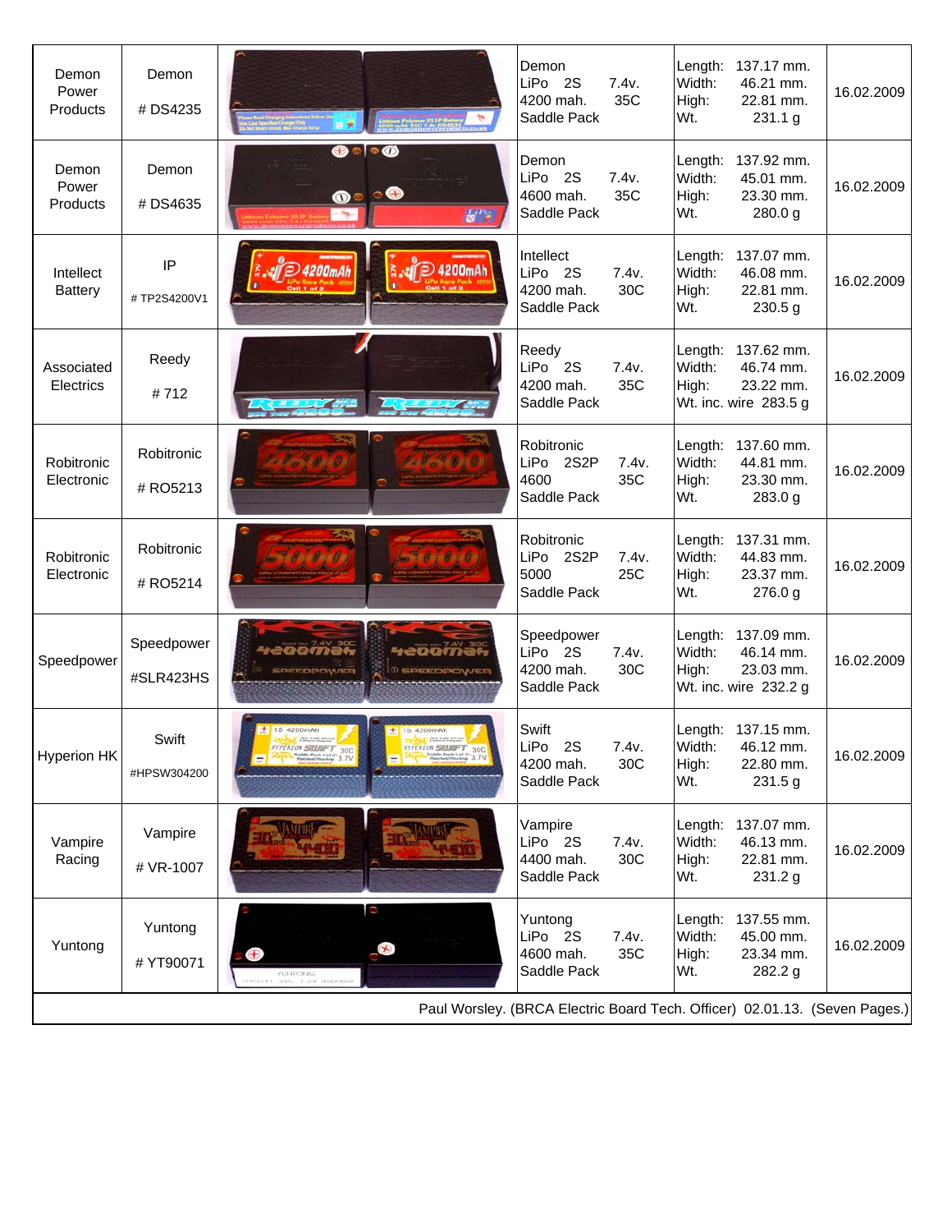| | | | | | |
|---|---|---|---|---|---|
| Demon Power Products | Demon # DS4235 | | Demon LiPo 2S 7.4v. 4200 mah. 35C Saddle Pack | Length: 137.17 mm. Width: 46.21 mm. High: 22.81 mm. Wt. 231.1 g | 16.02.2009 |
| Demon Power Products | Demon # DS4635 | | Demon LiPo 2S 7.4v. 4600 mah. 35C Saddle Pack | Length: 137.92 mm. Width: 45.01 mm. High: 23.30 mm. Wt. 280.0 g | 16.02.2009 |
| Intellect Battery | IP # TP2S4200V1 | | Intellect LiPo 2S 7.4v. 4200 mah. 30C Saddle Pack | Length: 137.07 mm. Width: 46.08 mm. High: 22.81 mm. Wt. 230.5 g | 16.02.2009 |
| Associated Electrics | Reedy # 712 | | Reedy LiPo 2S 7.4v. 4200 mah. 35C Saddle Pack | Length: 137.62 mm. Width: 46.74 mm. High: 23.22 mm. Wt. inc. wire 283.5 g | 16.02.2009 |
| Robitronic Electronic | Robitronic # RO5213 | | Robitronic LiPo 2S2P 7.4v. 4600 35C Saddle Pack | Length: 137.60 mm. Width: 44.81 mm. High: 23.30 mm. Wt. 283.0 g | 16.02.2009 |
| Robitronic Electronic | Robitronic # RO5214 | | Robitronic LiPo 2S2P 7.4v. 5000 25C Saddle Pack | Length: 137.31 mm. Width: 44.83 mm. High: 23.37 mm. Wt. 276.0 g | 16.02.2009 |
| Speedpower | Speedpower #SLR423HS | | Speedpower LiPo 2S 7.4v. 4200 mah. 30C Saddle Pack | Length: 137.09 mm. Width: 46.14 mm. High: 23.03 mm. Wt. inc. wire 232.2 g | 16.02.2009 |
| Hyperion HK | Swift #HPSW304200 | | Swift LiPo 2S 7.4v. 4200 mah. 30C Saddle Pack | Length: 137.15 mm. Width: 46.12 mm. High: 22.80 mm. Wt. 231.5 g | 16.02.2009 |
| Vampire Racing | Vampire # VR-1007 | | Vampire LiPo 2S 7.4v. 4400 mah. 30C Saddle Pack | Length: 137.07 mm. Width: 46.13 mm. High: 22.81 mm. Wt. 231.2 g | 16.02.2009 |
| Yuntong | Yuntong # YT90071 | | Yuntong LiPo 2S 7.4v. 4600 mah. 35C Saddle Pack | Length: 137.55 mm. Width: 45.00 mm. High: 23.34 mm. Wt. 282.2 g | 16.02.2009 |

Paul Worsley. (BRCA Electric Board Tech. Officer) 02.01.13. (Seven Pages.)